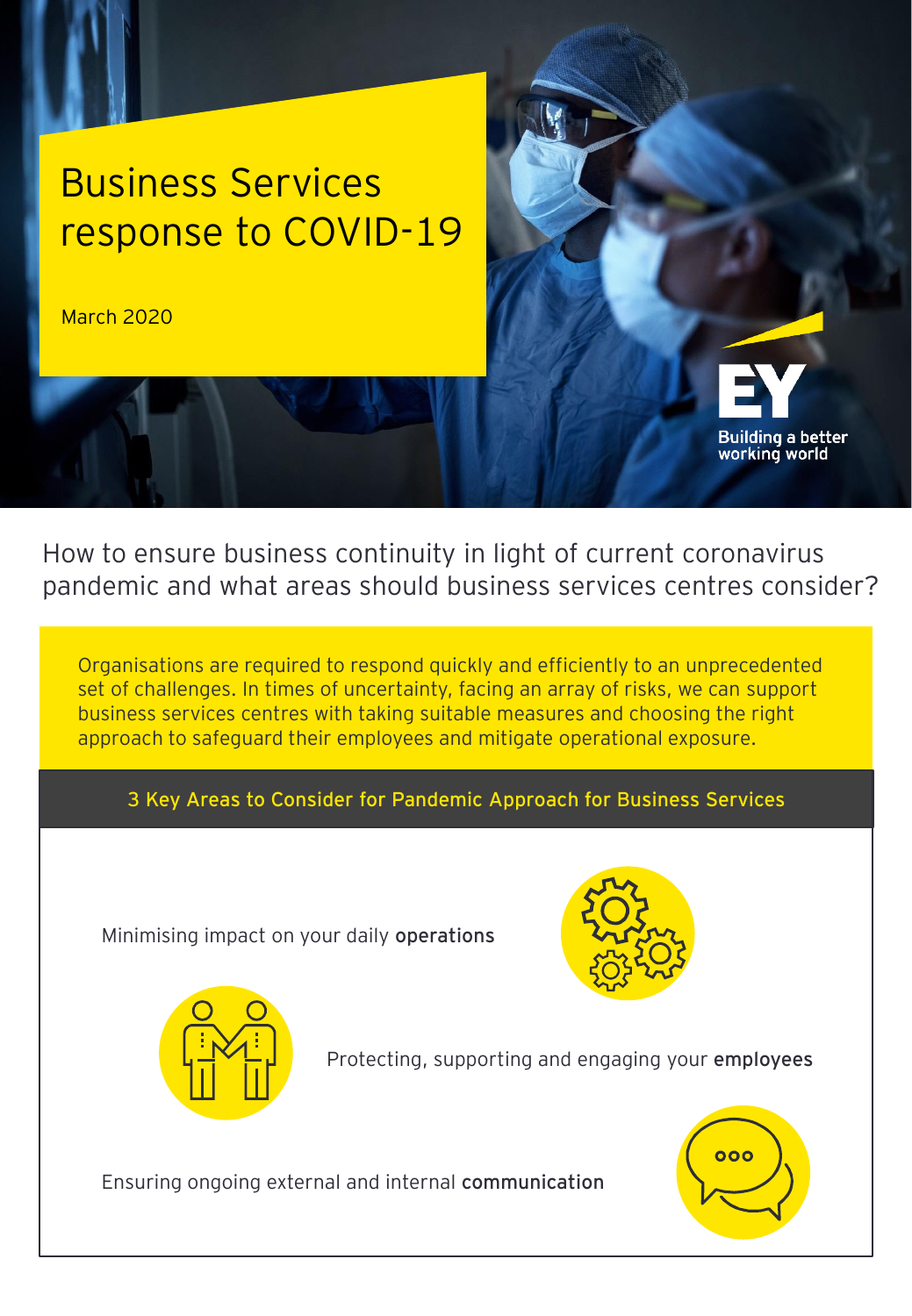# Business Services response to COVID-19

March 2020

EY

Building a better working world

How to ensure business continuity in light of current coronavirus pandemic and what areas should business services centres consider?

Organisations are required to respond quickly and efficiently to an unprecedented set of challenges. In times of uncertainty, facing an array of risks, we can support business services centres with taking suitable measures and choosing the right approach to safeguard their employees and mitigate operational exposure.

## 3 Key Areas to Consider for Pandemic Approach for Business Services

Minimising impact on your daily **operations**

Protecting, supporting and engaging your **employees**

Ensuring ongoing external and internal **communication**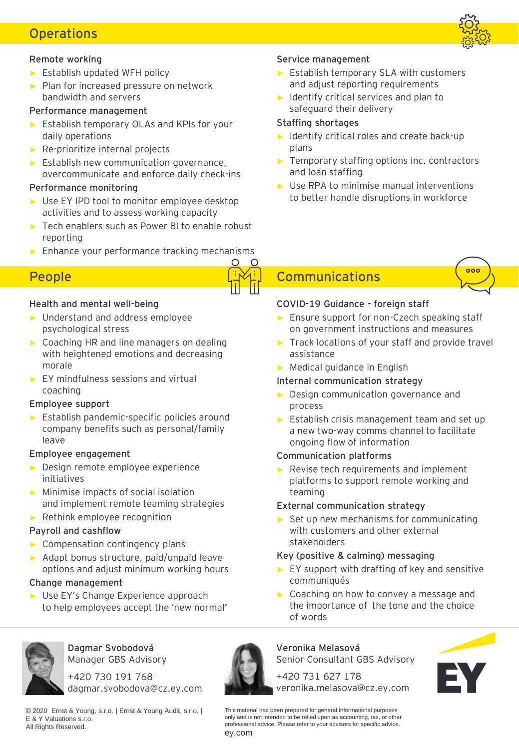## Operations

### Remote working

- Establish updated WFH policy
- Plan for increased pressure on network bandwidth and servers

### Performance management

- Establish temporary OLAs and KPIs for your daily operations
- Re-prioritize internal projects
- Establish new communication governance, overcommunicate and enforce daily check-ins

### Performance monitoring

- Use EY IPD tool to monitor employee desktop activities and to assess working capacity
- Tech enablers such as Power BI to enable robust reporting
- Enhance your performance tracking mechanisms

### Service management

- Establish temporary SLA with customers and adjust reporting requirements
- Identify critical services and plan to safeguard their delivery

### Staffing shortages

- Identify critical roles and create back-up plans
- Temporary staffing options inc. contractors and loan staffing
- Use RPA to minimise manual interventions to better handle disruptions in workforce

## People

### Health and mental well-being

- Understand and address employee psychological stress
- Coaching HR and line managers on dealing with heightened emotions and decreasing morale
- EY mindfulness sessions and virtual coaching

### Employee support

- Establish pandemic-specific policies around company benefits such as personal/family leave

### Employee engagement

- Design remote employee experience initiatives
- Minimise impacts of social isolation and implement remote teaming strategies
- Rethink employee recognition

### Payroll and cashflow

- Compensation contingency plans
- Adapt bonus structure, paid/unpaid leave options and adjust minimum working hours

### Change management

- Use EY's Change Experience approach to help employees accept the 'new normal'

## Communications

### COVID-19 Guidance - foreign staff

- Ensure support for non-Czech speaking staff on government instructions and measures
- Track locations of your staff and provide travel assistance
- Medical guidance in English

### Internal communication strategy

- Design communication governance and process
- Establish crisis management team and set up a new two-way comms channel to facilitate ongoing flow of information

### Communication platforms

- Revise tech requirements and implement platforms to support remote working and teaming

### External communication strategy

- Set up new mechanisms for communicating with customers and other external stakeholders

### Key (positive & calming) messaging

- EY support with drafting of key and sensitive communiqués
- Coaching on how to convey a message and the importance of the tone and the choice of words

---

**Dagmar Svobodová**
Manager GBS Advisory
+420 730 191 768
dagmar.svobodova@cz.ey.com

**Veronika Melasová**
Senior Consultant GBS Advisory
+420 731 627 178
veronika.melasova@cz.ey.com

© 2020 Ernst & Young, s.r.o. | Ernst & Young Audit, s.r.o. | E & Y Valuations s.r.o.
All Rights Reserved.

This material has been prepared for general informational purposes only and is not intended to be relied upon as accounting, tax, or other professional advice. Please refer to your advisors for specific advice.

ey.com